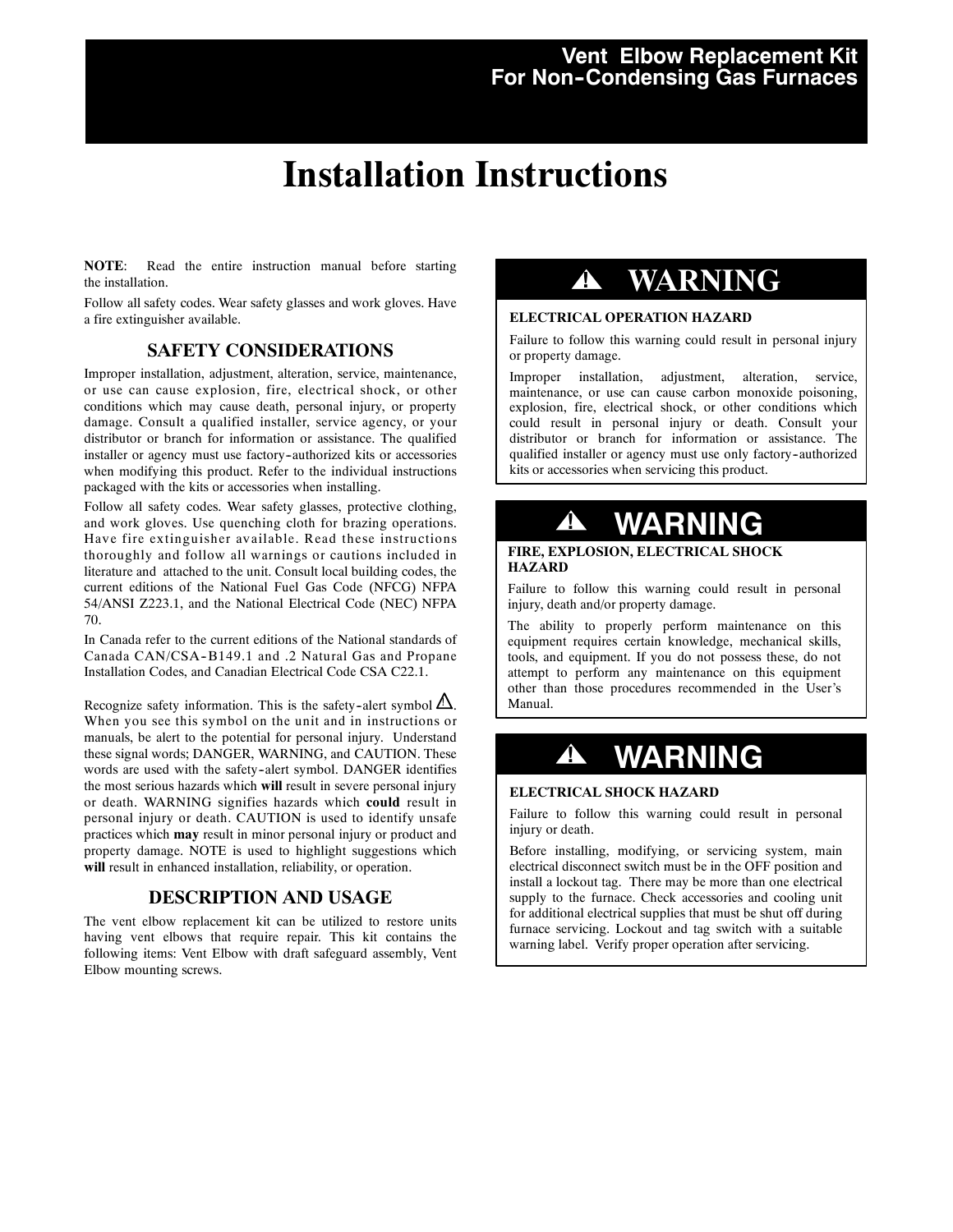# Vent Elbow Replacement Kit For Non-Condensing Gas Furnaces

# Installation Instructions

**NOTE**: Read the entire instruction manual before starting the installation.

Follow all safety codes. Wear safety glasses and work gloves. Have a fire extinguisher available.

## SAFETY CONSIDERATIONS

Improper installation, adjustment, alteration, service, maintenance, or use can cause explosion, fire, electrical shock, or other conditions which may cause death, personal injury, or property damage. Consult a qualified installer, service agency, or your distributor or branch for information or assistance. The qualified installer or agency must use factory-authorized kits or accessories when modifying this product. Refer to the individual instructions packaged with the kits or accessories when installing.

Follow all safety codes. Wear safety glasses, protective clothing, and work gloves. Use quenching cloth for brazing operations. Have fire extinguisher available. Read these instructions thoroughly and follow all warnings or cautions included in literature and attached to the unit. Consult local building codes, the current editions of the National Fuel Gas Code (NFCG) NFPA 54/ANSI Z223.1, and the National Electrical Code (NEC) NFPA 70.

In Canada refer to the current editions of the National standards of Canada CAN/CSA-B149.1 and .2 Natural Gas and Propane Installation Codes, and Canadian Electrical Code CSA C22.1.

Recognize safety information. This is the safety-alert symbol ⚠. When you see this symbol on the unit and in instructions or manuals, be alert to the potential for personal injury. Understand these signal words; DANGER, WARNING, and CAUTION. These words are used with the safety-alert symbol. DANGER identifies the most serious hazards which **will** result in severe personal injury or death. WARNING signifies hazards which **could** result in personal injury or death. CAUTION is used to identify unsafe practices which **may** result in minor personal injury or product and property damage. NOTE is used to highlight suggestions which **will** result in enhanced installation, reliability, or operation.

## DESCRIPTION AND USAGE

The vent elbow replacement kit can be utilized to restore units having vent elbows that require repair. This kit contains the following items: Vent Elbow with draft safeguard assembly, Vent Elbow mounting screws.

### ⚠ WARNING

**ELECTRICAL OPERATION HAZARD**

Failure to follow this warning could result in personal injury or property damage.

Improper installation, adjustment, alteration, service, maintenance, or use can cause carbon monoxide poisoning, explosion, fire, electrical shock, or other conditions which could result in personal injury or death. Consult your distributor or branch for information or assistance. The qualified installer or agency must use only factory-authorized kits or accessories when servicing this product.

### ⚠ WARNING

**FIRE, EXPLOSION, ELECTRICAL SHOCK HAZARD**

Failure to follow this warning could result in personal injury, death and/or property damage.

The ability to properly perform maintenance on this equipment requires certain knowledge, mechanical skills, tools, and equipment. If you do not possess these, do not attempt to perform any maintenance on this equipment other than those procedures recommended in the User's Manual.

### ⚠ WARNING

**ELECTRICAL SHOCK HAZARD**

Failure to follow this warning could result in personal injury or death.

Before installing, modifying, or servicing system, main electrical disconnect switch must be in the OFF position and install a lockout tag. There may be more than one electrical supply to the furnace. Check accessories and cooling unit for additional electrical supplies that must be shut off during furnace servicing. Lockout and tag switch with a suitable warning label. Verify proper operation after servicing.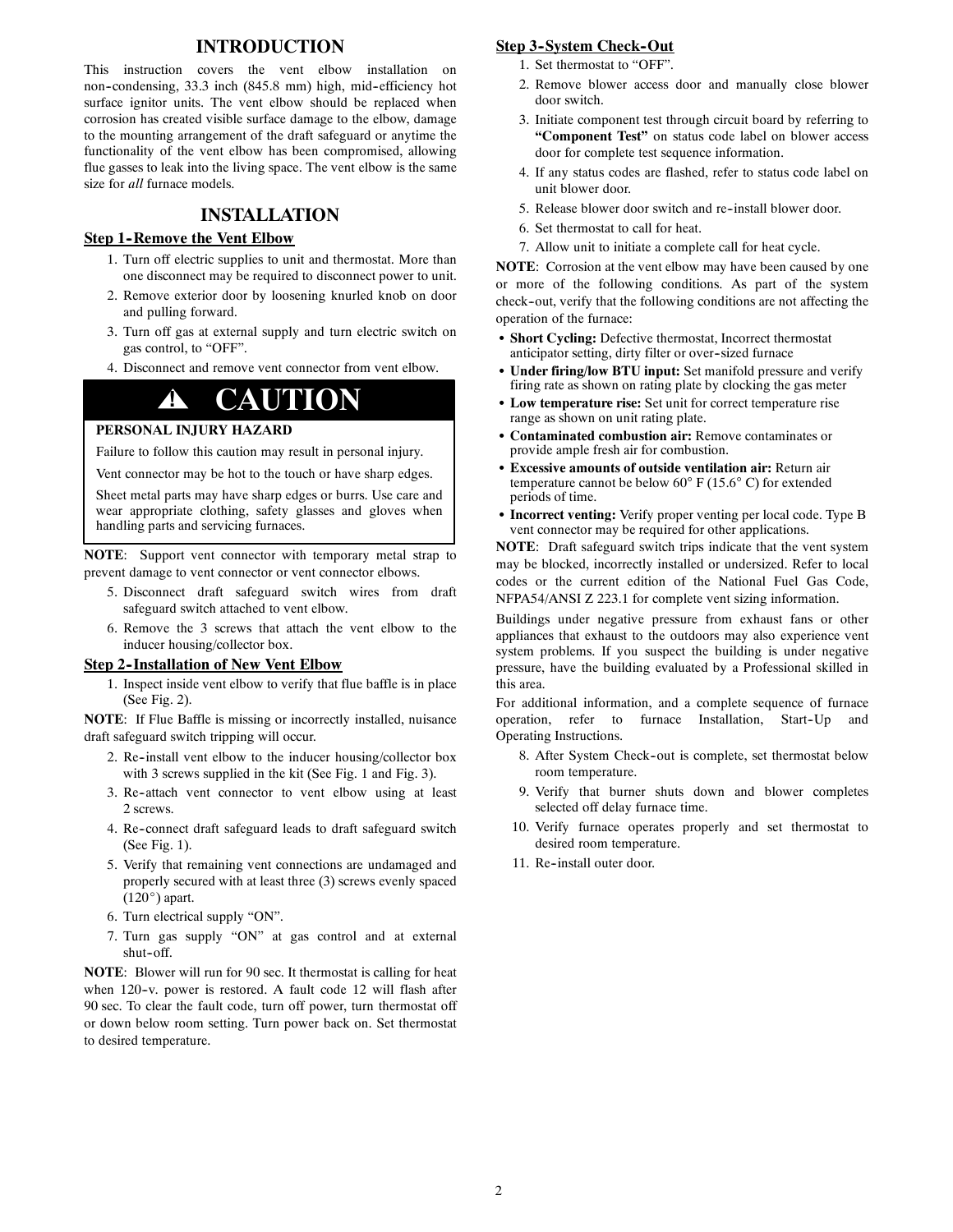## INTRODUCTION

This instruction covers the vent elbow installation on non-condensing, 33.3 inch (845.8 mm) high, mid-efficiency hot surface ignitor units. The vent elbow should be replaced when corrosion has created visible surface damage to the elbow, damage to the mounting arrangement of the draft safeguard or anytime the functionality of the vent elbow has been compromised, allowing flue gasses to leak into the living space. The vent elbow is the same size for *all* furnace models.

## INSTALLATION

### Step 1-Remove the Vent Elbow

1. Turn off electric supplies to unit and thermostat. More than one disconnect may be required to disconnect power to unit.
2. Remove exterior door by loosening knurled knob on door and pulling forward.
3. Turn off gas at external supply and turn electric switch on gas control, to "OFF".
4. Disconnect and remove vent connector from vent elbow.

**⚠ CAUTION**

**PERSONAL INJURY HAZARD**

Failure to follow this caution may result in personal injury.

Vent connector may be hot to the touch or have sharp edges.

Sheet metal parts may have sharp edges or burrs. Use care and wear appropriate clothing, safety glasses and gloves when handling parts and servicing furnaces.

**NOTE**: Support vent connector with temporary metal strap to prevent damage to vent connector or vent connector elbows.

5. Disconnect draft safeguard switch wires from draft safeguard switch attached to vent elbow.
6. Remove the 3 screws that attach the vent elbow to the inducer housing/collector box.

### Step 2-Installation of New Vent Elbow

1. Inspect inside vent elbow to verify that flue baffle is in place (See Fig. 2).

**NOTE**: If Flue Baffle is missing or incorrectly installed, nuisance draft safeguard switch tripping will occur.

2. Re-install vent elbow to the inducer housing/collector box with 3 screws supplied in the kit (See Fig. 1 and Fig. 3).
3. Re-attach vent connector to vent elbow using at least 2 screws.
4. Re-connect draft safeguard leads to draft safeguard switch (See Fig. 1).
5. Verify that remaining vent connections are undamaged and properly secured with at least three (3) screws evenly spaced (120°) apart.
6. Turn electrical supply "ON".
7. Turn gas supply "ON" at gas control and at external shut-off.

**NOTE**: Blower will run for 90 sec. It thermostat is calling for heat when 120-v. power is restored. A fault code 12 will flash after 90 sec. To clear the fault code, turn off power, turn thermostat off or down below room setting. Turn power back on. Set thermostat to desired temperature.

### Step 3-System Check-Out

1. Set thermostat to "OFF".
2. Remove blower access door and manually close blower door switch.
3. Initiate component test through circuit board by referring to **"Component Test"** on status code label on blower access door for complete test sequence information.
4. If any status codes are flashed, refer to status code label on unit blower door.
5. Release blower door switch and re-install blower door.
6. Set thermostat to call for heat.
7. Allow unit to initiate a complete call for heat cycle.

**NOTE**: Corrosion at the vent elbow may have been caused by one or more of the following conditions. As part of the system check-out, verify that the following conditions are not affecting the operation of the furnace:

- **Short Cycling:** Defective thermostat, Incorrect thermostat anticipator setting, dirty filter or over-sized furnace
- **Under firing/low BTU input:** Set manifold pressure and verify firing rate as shown on rating plate by clocking the gas meter
- **Low temperature rise:** Set unit for correct temperature rise range as shown on unit rating plate.
- **Contaminated combustion air:** Remove contaminates or provide ample fresh air for combustion.
- **Excessive amounts of outside ventilation air:** Return air temperature cannot be below 60° F (15.6° C) for extended periods of time.
- **Incorrect venting:** Verify proper venting per local code. Type B vent connector may be required for other applications.

**NOTE**: Draft safeguard switch trips indicate that the vent system may be blocked, incorrectly installed or undersized. Refer to local codes or the current edition of the National Fuel Gas Code, NFPA54/ANSI Z 223.1 for complete vent sizing information.

Buildings under negative pressure from exhaust fans or other appliances that exhaust to the outdoors may also experience vent system problems. If you suspect the building is under negative pressure, have the building evaluated by a Professional skilled in this area.

For additional information, and a complete sequence of furnace operation, refer to furnace Installation, Start-Up and Operating Instructions.

8. After System Check-out is complete, set thermostat below room temperature.
9. Verify that burner shuts down and blower completes selected off delay furnace time.
10. Verify furnace operates properly and set thermostat to desired room temperature.
11. Re-install outer door.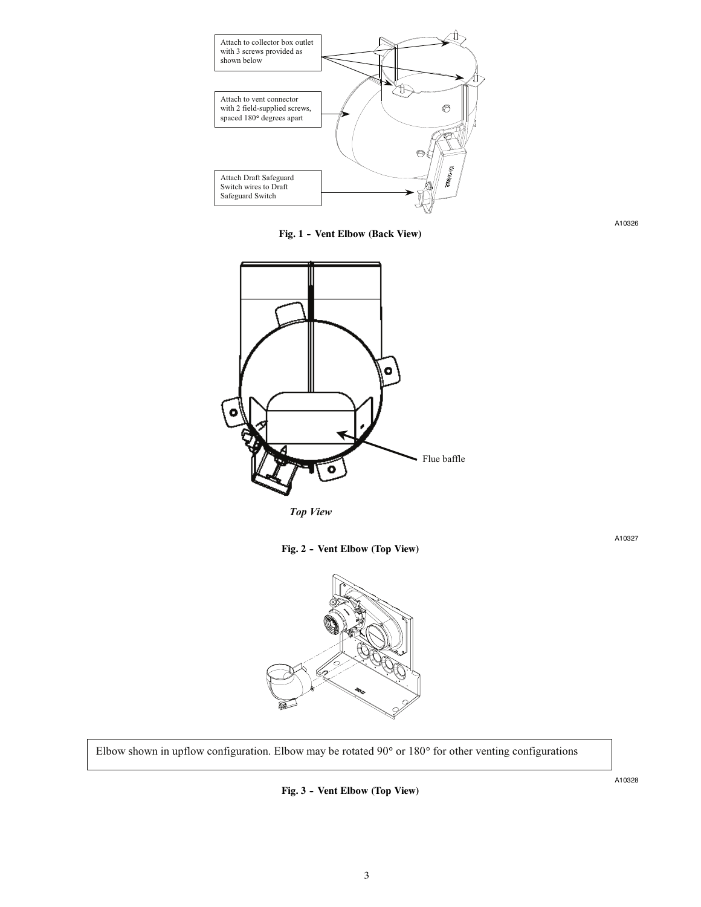Attach to collector box outlet with 3 screws provided as shown below

Attach to vent connector with 2 field-supplied screws, spaced 180° degrees apart

Attach Draft Safeguard Switch wires to Draft Safeguard Switch

A10326

**Fig. 1 - Vent Elbow (Back View)**

Flue baffle

***Top View***

A10327

**Fig. 2 - Vent Elbow (Top View)**

Elbow shown in upflow configuration. Elbow may be rotated 90° or 180° for other venting configurations

A10328

**Fig. 3 - Vent Elbow (Top View)**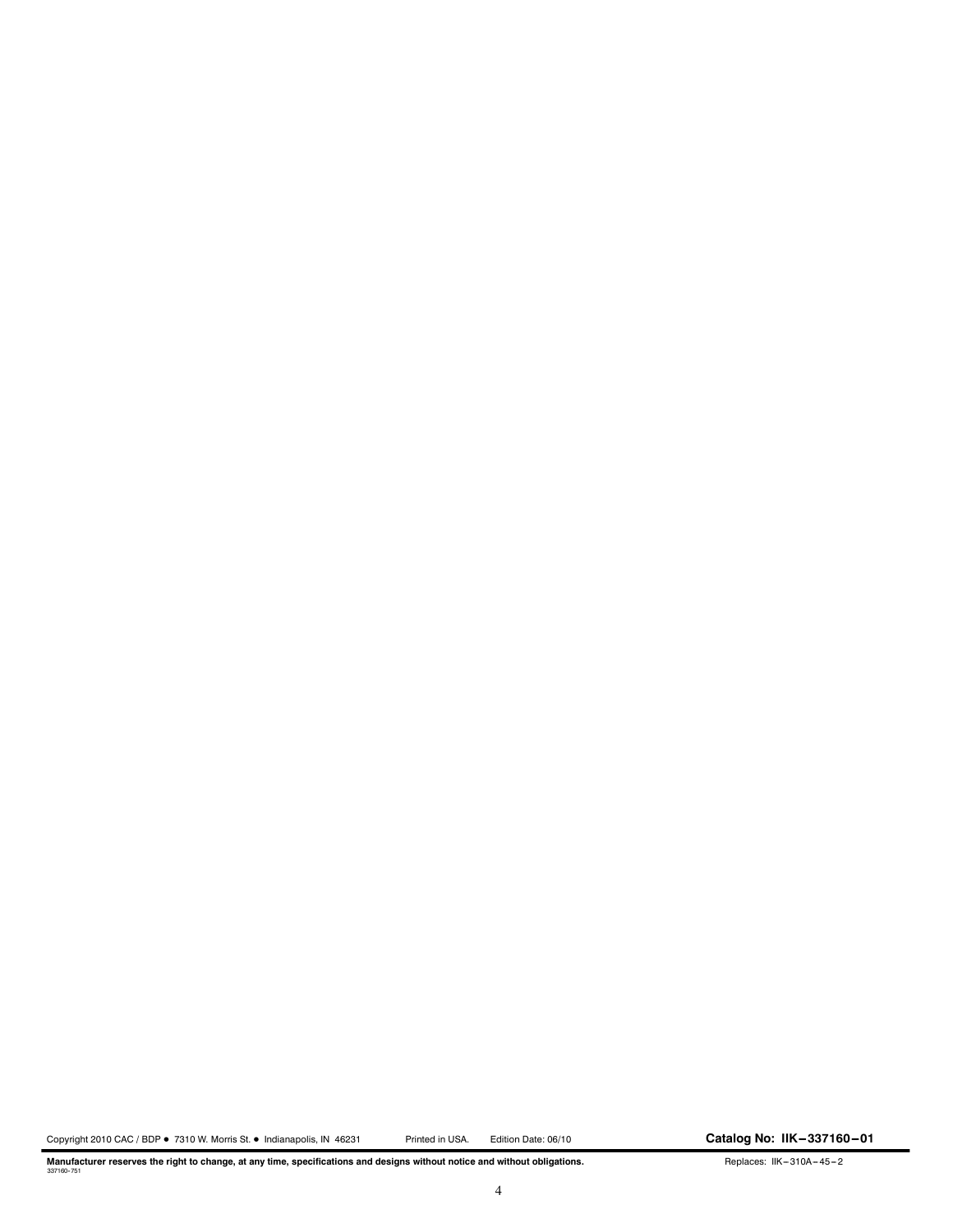Copyright 2010 CAC / BDP ● 7310 W. Morris St. ● Indianapolis, IN 46231    Printed in USA.    Edition Date: 06/10

**Catalog No: IIK−337160−01**

**Manufacturer reserves the right to change, at any time, specifications and designs without notice and without obligations.**

Replaces: IIK−310A−45−2

337160−751